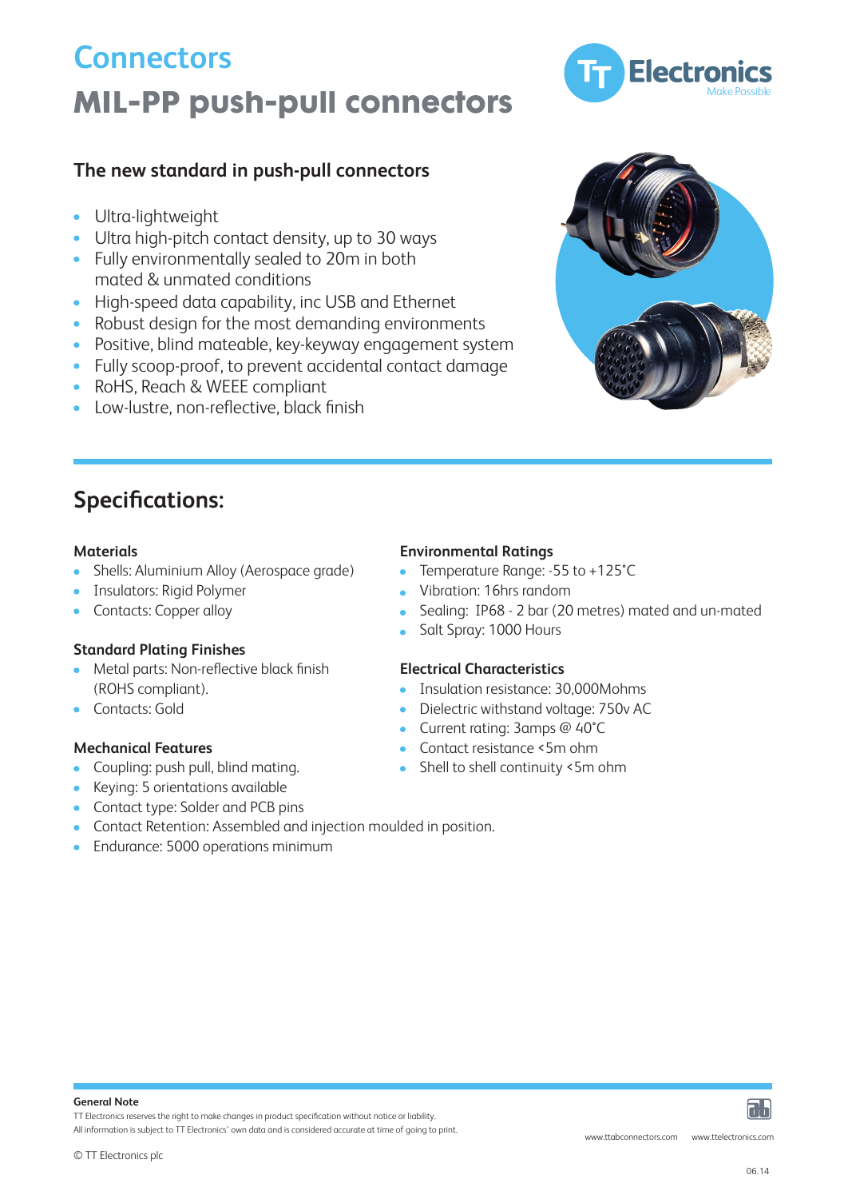# Connectors

# MIL-PP push-pull connectors

## The new standard in push-pull connectors

- Ultra-lightweight
- Ultra high-pitch contact density, up to 30 ways
- Fully environmentally sealed to 20m in both mated & unmated conditions
- High-speed data capability, inc USB and Ethernet
- Robust design for the most demanding environments
- Positive, blind mateable, key-keyway engagement system
- Fully scoop-proof, to prevent accidental contact damage
- RoHS, Reach & WEEE compliant
- Low-lustre, non-reflective, black finish

## Specifications:

### Materials

- Shells: Aluminium Alloy (Aerospace grade)
- Insulators: Rigid Polymer
- Contacts: Copper alloy

### Standard Plating Finishes

- Metal parts: Non-reflective black finish (ROHS compliant).
- Contacts: Gold

### Mechanical Features

- Coupling: push pull, blind mating.
- Keying: 5 orientations available
- Contact type: Solder and PCB pins
- Contact Retention: Assembled and injection moulded in position.
- Endurance: 5000 operations minimum

### Environmental Ratings

- Temperature Range: -55 to +125°C
- Vibration: 16hrs random
- Sealing: IP68 - 2 bar (20 metres) mated and un-mated
- Salt Spray: 1000 Hours

### Electrical Characteristics

- Insulation resistance: 30,000Mohms
- Dielectric withstand voltage: 750v AC
- Current rating: 3amps @ 40°C
- Contact resistance <5m ohm
- Shell to shell continuity <5m ohm

**General Note**

TT Electronics reserves the right to make changes in product specification without notice or liability.
All information is subject to TT Electronics' own data and is considered accurate at time of going to print.

www.ttabconnectors.com www.ttelectronics.com

© TT Electronics plc

06.14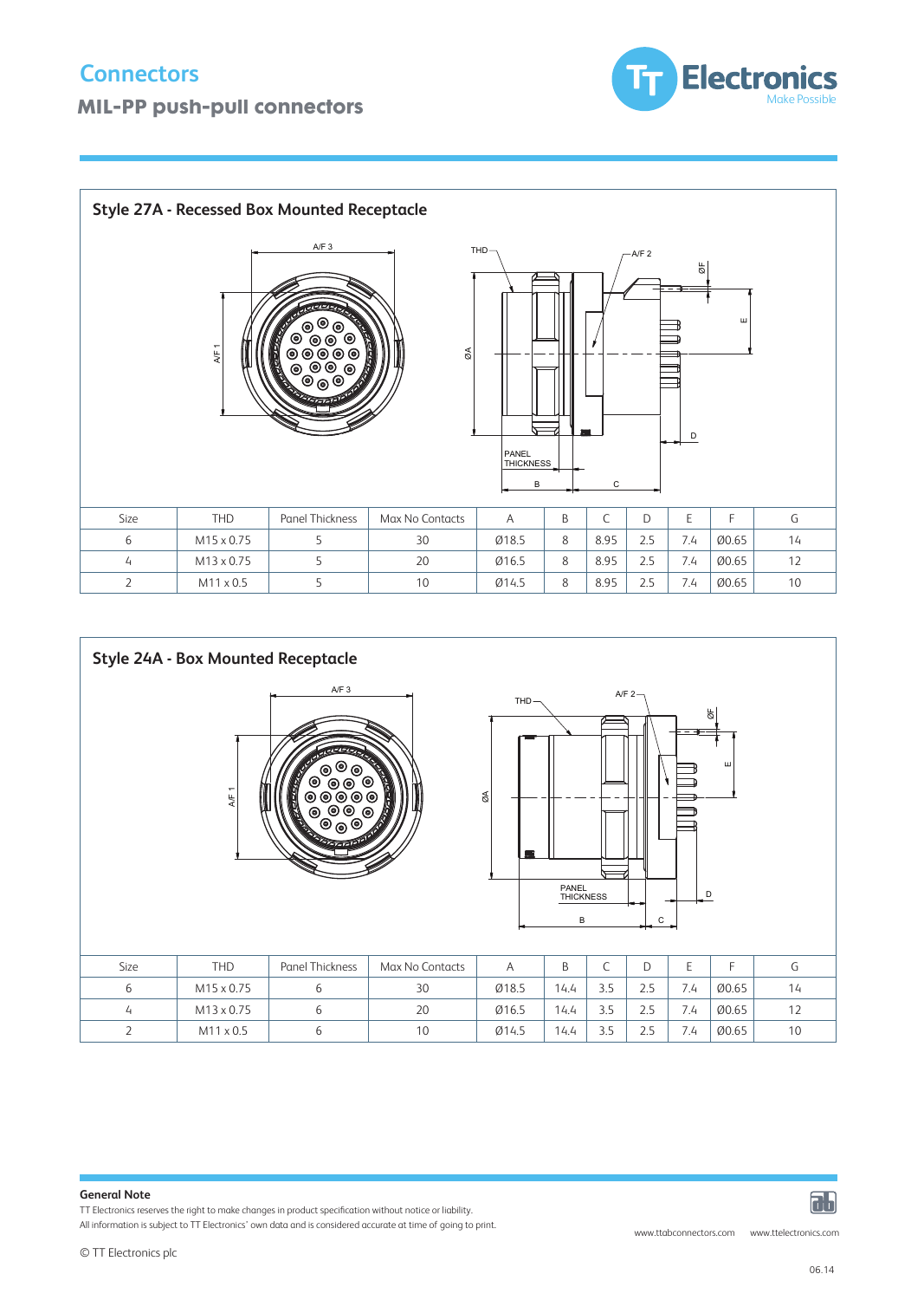# Connectors

## MIL-PP push-pull connectors

### Style 27A - Recessed Box Mounted Receptacle

| Size | THD | Panel Thickness | Max No Contacts | A | B | C | D | E | F | G |
|---|---|---|---|---|---|---|---|---|---|---|
| 6 | M15 x 0.75 | 5 | 30 | Ø18.5 | 8 | 8.95 | 2.5 | 7.4 | Ø0.65 | 14 |
| 4 | M13 x 0.75 | 5 | 20 | Ø16.5 | 8 | 8.95 | 2.5 | 7.4 | Ø0.65 | 12 |
| 2 | M11 x 0.5 | 5 | 10 | Ø14.5 | 8 | 8.95 | 2.5 | 7.4 | Ø0.65 | 10 |

### Style 24A - Box Mounted Receptacle

| Size | THD | Panel Thickness | Max No Contacts | A | B | C | D | E | F | G |
|---|---|---|---|---|---|---|---|---|---|---|
| 6 | M15 x 0.75 | 6 | 30 | Ø18.5 | 14.4 | 3.5 | 2.5 | 7.4 | Ø0.65 | 14 |
| 4 | M13 x 0.75 | 6 | 20 | Ø16.5 | 14.4 | 3.5 | 2.5 | 7.4 | Ø0.65 | 12 |
| 2 | M11 x 0.5 | 6 | 10 | Ø14.5 | 14.4 | 3.5 | 2.5 | 7.4 | Ø0.65 | 10 |

**General Note**

TT Electronics reserves the right to make changes in product specification without notice or liability.
All information is subject to TT Electronics' own data and is considered accurate at time of going to print.

© TT Electronics plc

www.ttabconnectors.com www.ttelectronics.com

06.14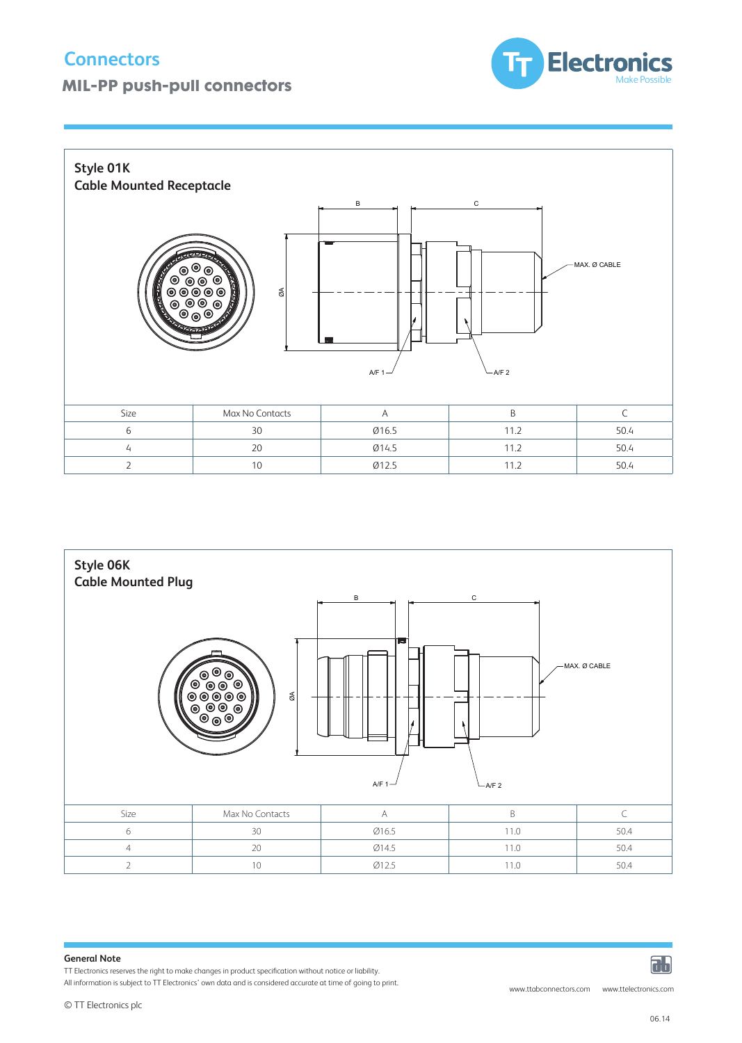# Connectors

## MIL-PP push-pull connectors

### Style 01K
### Cable Mounted Receptacle

| Size | Max No Contacts | A | B | C |
|---|---|---|---|---|
| 6 | 30 | Ø16.5 | 11.2 | 50.4 |
| 4 | 20 | Ø14.5 | 11.2 | 50.4 |
| 2 | 10 | Ø12.5 | 11.2 | 50.4 |

### Style 06K
### Cable Mounted Plug

| Size | Max No Contacts | A | B | C |
|---|---|---|---|---|
| 6 | 30 | Ø16.5 | 11.0 | 50.4 |
| 4 | 20 | Ø14.5 | 11.0 | 50.4 |
| 2 | 10 | Ø12.5 | 11.0 | 50.4 |

**General Note**

TT Electronics reserves the right to make changes in product specification without notice or liability.
All information is subject to TT Electronics' own data and is considered accurate at time of going to print.

© TT Electronics plc

www.ttabconnectors.com www.ttelectronics.com

06.14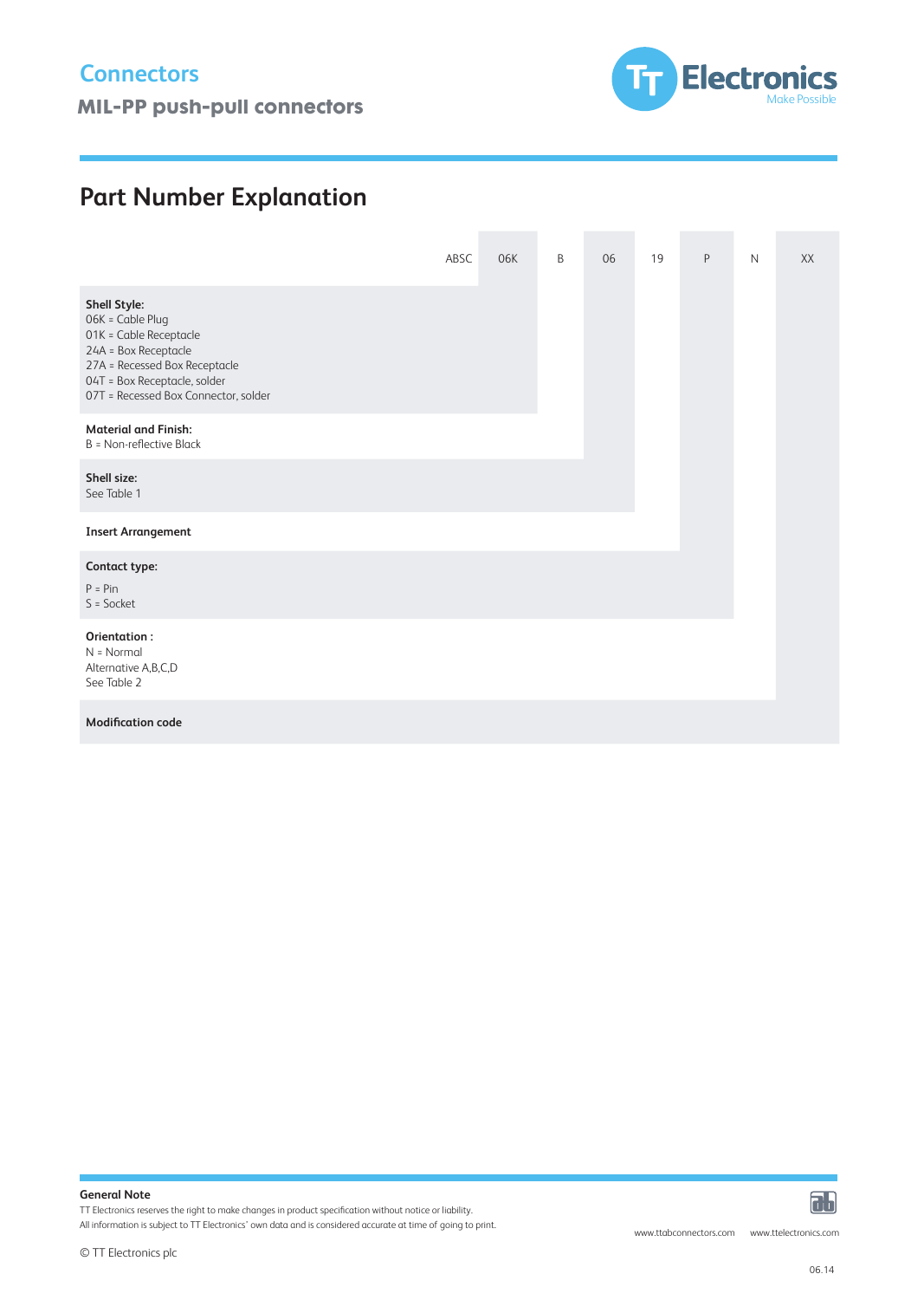# Connectors

## MIL-PP push-pull connectors

## Part Number Explanation

| ABSC | 06K | B | 06 | 19 | P | N | XX |
|---|---|---|---|---|---|---|---|

**Shell Style:** (06K)
06K = Cable Plug
01K = Cable Receptacle
24A = Box Receptacle
27A = Recessed Box Receptacle
04T = Box Receptacle, solder
07T = Recessed Box Connector, solder

**Material and Finish:** (B)
B = Non-reflective Black

**Shell size:** (06)
See Table 1

**Insert Arrangement** (19)

**Contact type:** (P)
P = Pin
S = Socket

**Orientation :** (N)
N = Normal
Alternative A,B,C,D
See Table 2

**Modification code** (XX)

**General Note**
TT Electronics reserves the right to make changes in product specification without notice or liability.
All information is subject to TT Electronics' own data and is considered accurate at time of going to print.

© TT Electronics plc

www.ttabconnectors.com www.ttelectronics.com

06.14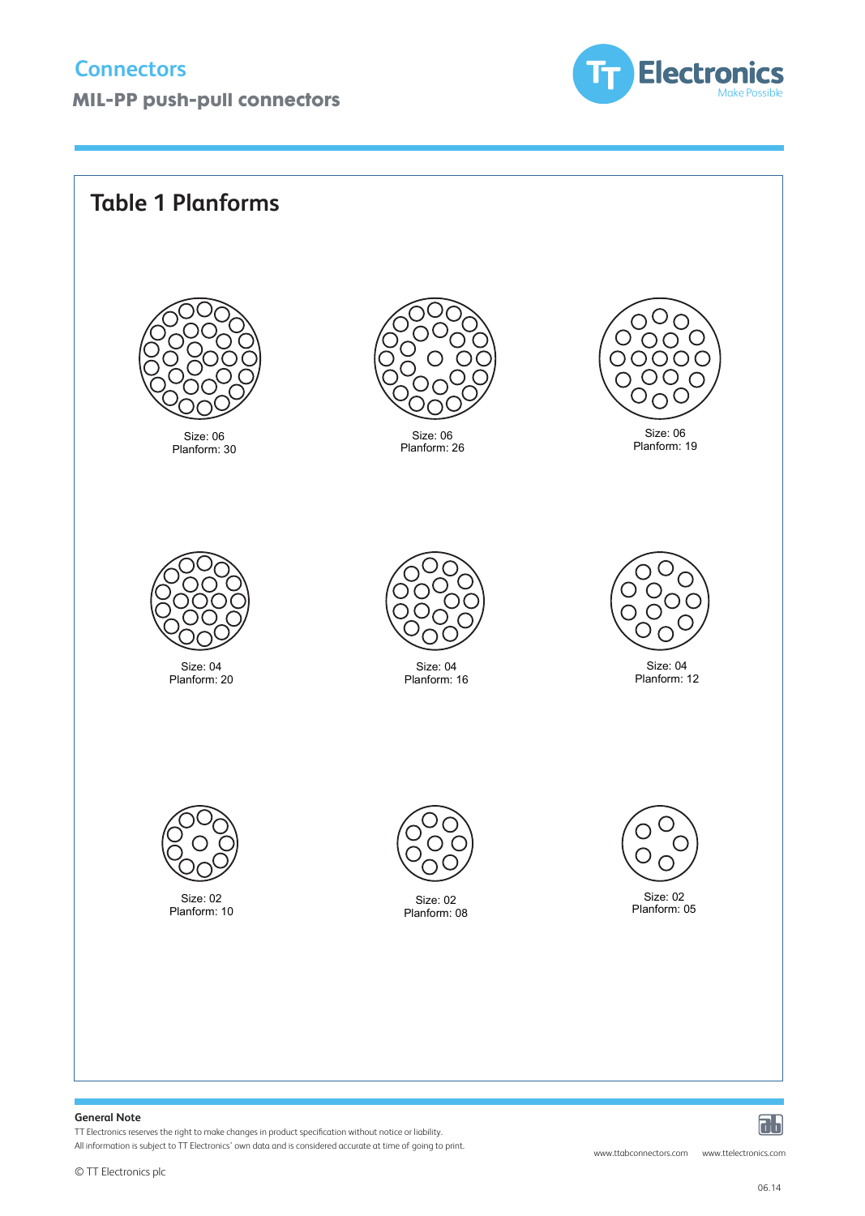# Table 1 Planforms

Size: 06
Planform: 30

Size: 06
Planform: 26

Size: 06
Planform: 19

Size: 04
Planform: 20

Size: 04
Planform: 16

Size: 04
Planform: 12

Size: 02
Planform: 10

Size: 02
Planform: 08

Size: 02
Planform: 05

**General Note**

TT Electronics reserves the right to make changes in product specification without notice or liability.
All information is subject to TT Electronics' own data and is considered accurate at time of going to print.

www.ttabconnectors.com www.ttelectronics.com

© TT Electronics plc

06.14